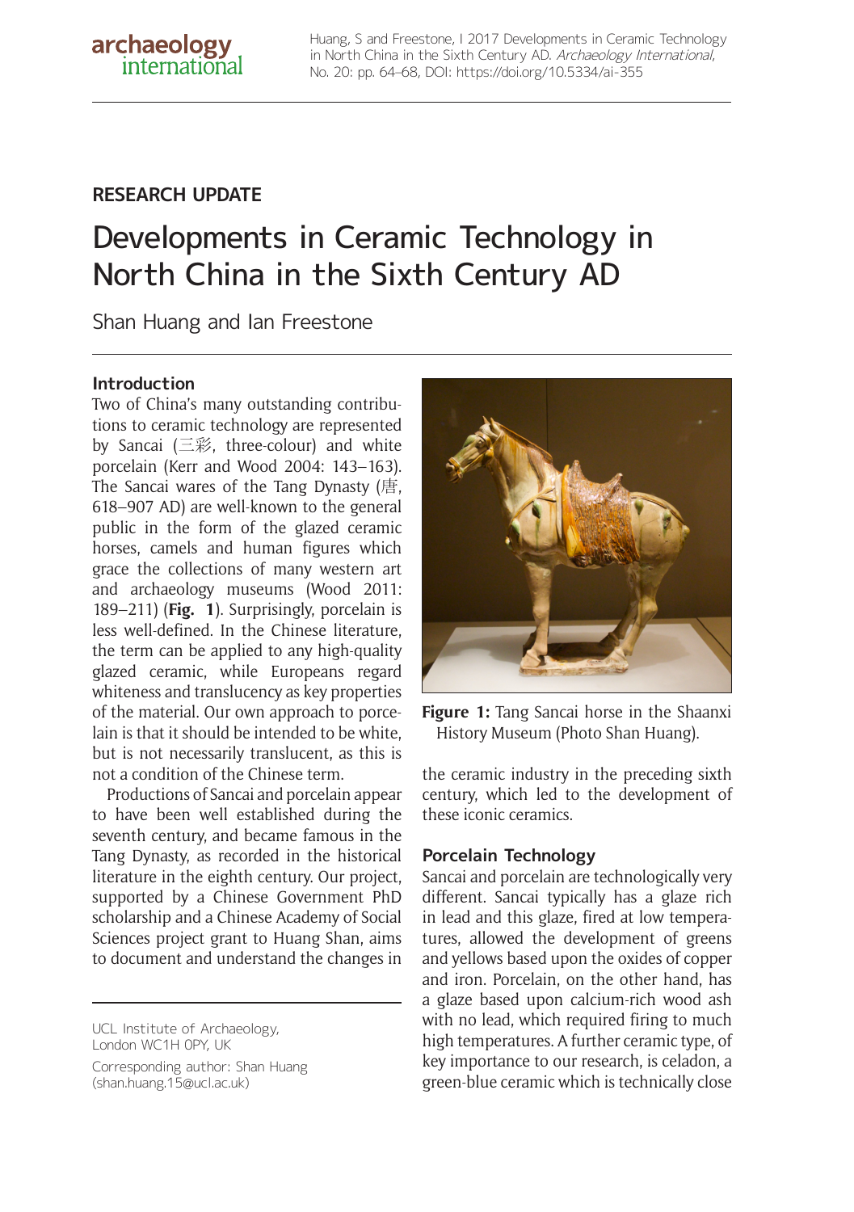RESEARCH UPDATE

# Developments in Ceramic Technology in North China in the Sixth Century AD

Shan Huang and Ian Freestone

## Introduction

Two of China's many outstanding contributions to ceramic technology are represented by Sancai (三彩, three-colour) and white porcelain (Kerr and Wood 2004: 143–163). The Sancai wares of the Tang Dynasty (唐, 618–907 AD) are well-known to the general public in the form of the glazed ceramic horses, camels and human figures which grace the collections of many western art and archaeology museums (Wood 2011: 189–211) (**Fig. 1**). Surprisingly, porcelain is less well-defined. In the Chinese literature, the term can be applied to any high-quality glazed ceramic, while Europeans regard whiteness and translucency as key properties of the material. Our own approach to porcelain is that it should be intended to be white, but is not necessarily translucent, as this is not a condition of the Chinese term.

Productions of Sancai and porcelain appear to have been well established during the seventh century, and became famous in the Tang Dynasty, as recorded in the historical literature in the eighth century. Our project, supported by a Chinese Government PhD scholarship and a Chinese Academy of Social Sciences project grant to Huang Shan, aims to document and understand the changes in the ceramic industry in the preceding sixth century, which led to the development of these iconic ceramics.

**Figure 1:** Tang Sancai horse in the Shaanxi History Museum (Photo Shan Huang).

## Porcelain Technology

Sancai and porcelain are technologically very different. Sancai typically has a glaze rich in lead and this glaze, fired at low temperatures, allowed the development of greens and yellows based upon the oxides of copper and iron. Porcelain, on the other hand, has a glaze based upon calcium-rich wood ash with no lead, which required firing to much high temperatures. A further ceramic type, of key importance to our research, is celadon, a green-blue ceramic which is technically close

UCL Institute of Archaeology, London WC1H 0PY, UK

Corresponding author: Shan Huang (shan.huang.15@ucl.ac.uk)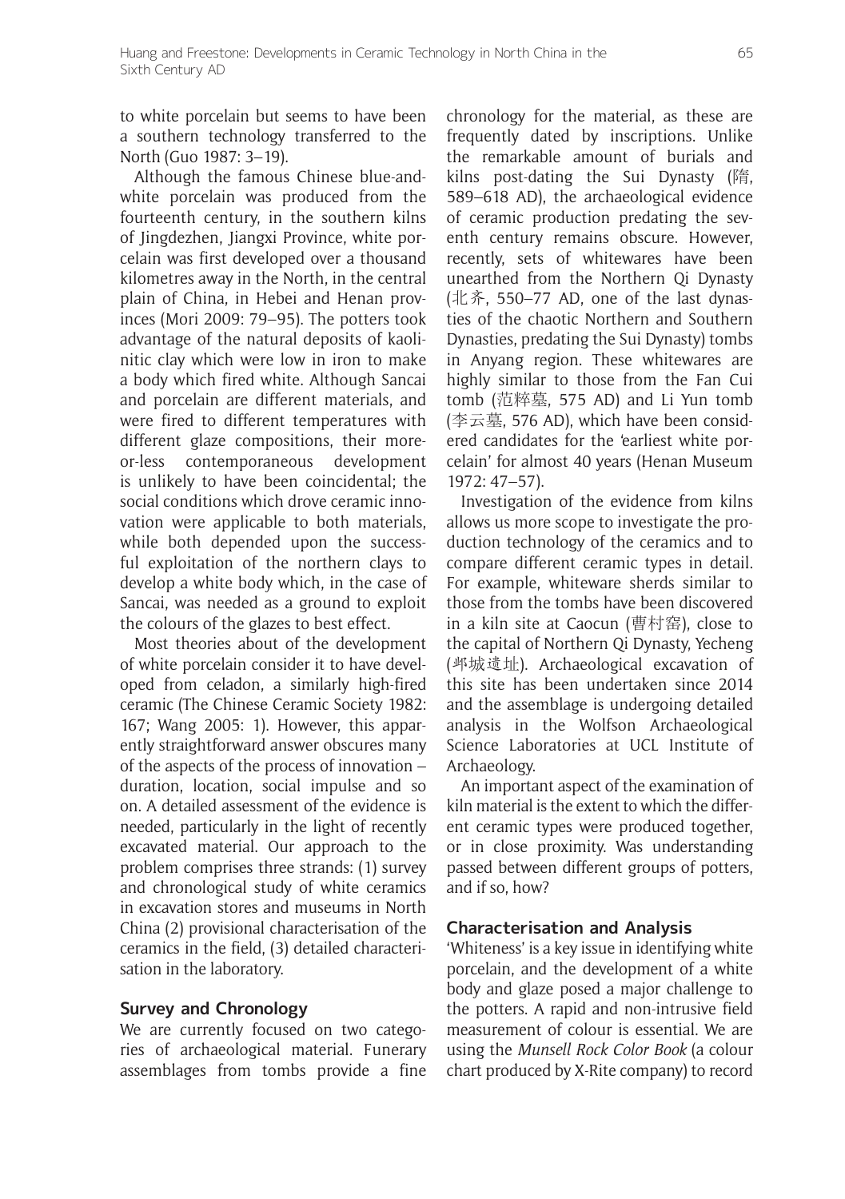to white porcelain but seems to have been a southern technology transferred to the North (Guo 1987: 3–19).

Although the famous Chinese blue-and-white porcelain was produced from the fourteenth century, in the southern kilns of Jingdezhen, Jiangxi Province, white porcelain was first developed over a thousand kilometres away in the North, in the central plain of China, in Hebei and Henan provinces (Mori 2009: 79–95). The potters took advantage of the natural deposits of kaolinitic clay which were low in iron to make a body which fired white. Although Sancai and porcelain are different materials, and were fired to different temperatures with different glaze compositions, their more-or-less contemporaneous development is unlikely to have been coincidental; the social conditions which drove ceramic innovation were applicable to both materials, while both depended upon the successful exploitation of the northern clays to develop a white body which, in the case of Sancai, was needed as a ground to exploit the colours of the glazes to best effect.

Most theories about of the development of white porcelain consider it to have developed from celadon, a similarly high-fired ceramic (The Chinese Ceramic Society 1982: 167; Wang 2005: 1). However, this apparently straightforward answer obscures many of the aspects of the process of innovation – duration, location, social impulse and so on. A detailed assessment of the evidence is needed, particularly in the light of recently excavated material. Our approach to the problem comprises three strands: (1) survey and chronological study of white ceramics in excavation stores and museums in North China (2) provisional characterisation of the ceramics in the field, (3) detailed characterisation in the laboratory.

## Survey and Chronology

We are currently focused on two categories of archaeological material. Funerary assemblages from tombs provide a fine chronology for the material, as these are frequently dated by inscriptions. Unlike the remarkable amount of burials and kilns post-dating the Sui Dynasty (隋, 589–618 AD), the archaeological evidence of ceramic production predating the seventh century remains obscure. However, recently, sets of whitewares have been unearthed from the Northern Qi Dynasty (北齐, 550–77 AD, one of the last dynasties of the chaotic Northern and Southern Dynasties, predating the Sui Dynasty) tombs in Anyang region. These whitewares are highly similar to those from the Fan Cui tomb (范粹墓, 575 AD) and Li Yun tomb (李云墓, 576 AD), which have been considered candidates for the 'earliest white porcelain' for almost 40 years (Henan Museum 1972: 47–57).

Investigation of the evidence from kilns allows us more scope to investigate the production technology of the ceramics and to compare different ceramic types in detail. For example, whiteware sherds similar to those from the tombs have been discovered in a kiln site at Caocun (曹村窑), close to the capital of Northern Qi Dynasty, Yecheng (邺城遗址). Archaeological excavation of this site has been undertaken since 2014 and the assemblage is undergoing detailed analysis in the Wolfson Archaeological Science Laboratories at UCL Institute of Archaeology.

An important aspect of the examination of kiln material is the extent to which the different ceramic types were produced together, or in close proximity. Was understanding passed between different groups of potters, and if so, how?

## Characterisation and Analysis

'Whiteness' is a key issue in identifying white porcelain, and the development of a white body and glaze posed a major challenge to the potters. A rapid and non-intrusive field measurement of colour is essential. We are using the *Munsell Rock Color Book* (a colour chart produced by X-Rite company) to record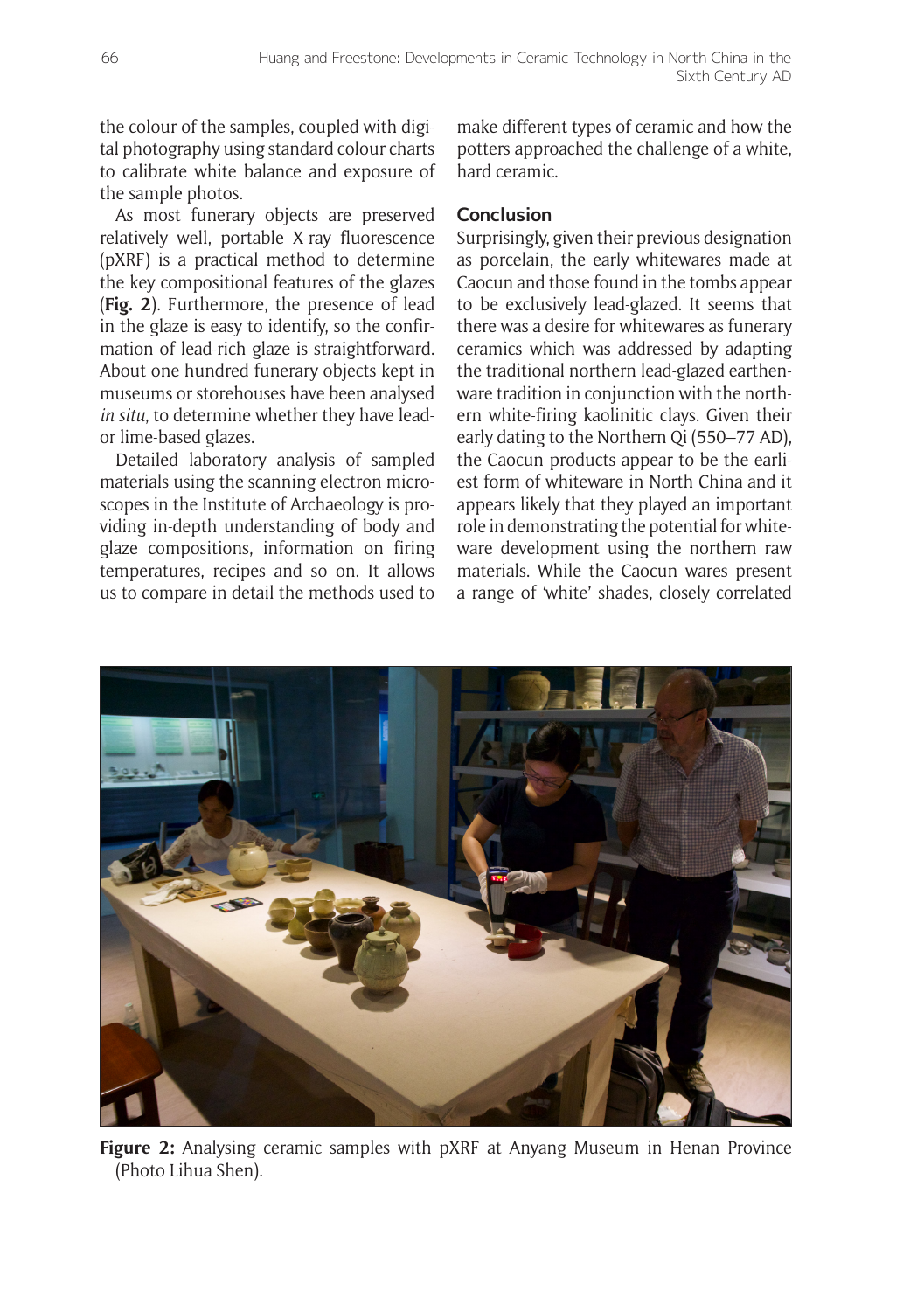the colour of the samples, coupled with digital photography using standard colour charts to calibrate white balance and exposure of the sample photos.

As most funerary objects are preserved relatively well, portable X-ray fluorescence (pXRF) is a practical method to determine the key compositional features of the glazes (**Fig. 2**). Furthermore, the presence of lead in the glaze is easy to identify, so the confirmation of lead-rich glaze is straightforward. About one hundred funerary objects kept in museums or storehouses have been analysed *in situ*, to determine whether they have lead- or lime-based glazes.

Detailed laboratory analysis of sampled materials using the scanning electron microscopes in the Institute of Archaeology is providing in-depth understanding of body and glaze compositions, information on firing temperatures, recipes and so on. It allows us to compare in detail the methods used to make different types of ceramic and how the potters approached the challenge of a white, hard ceramic.

## Conclusion

Surprisingly, given their previous designation as porcelain, the early whitewares made at Caocun and those found in the tombs appear to be exclusively lead-glazed. It seems that there was a desire for whitewares as funerary ceramics which was addressed by adapting the traditional northern lead-glazed earthenware tradition in conjunction with the northern white-firing kaolinitic clays. Given their early dating to the Northern Qi (550–77 AD), the Caocun products appear to be the earliest form of whiteware in North China and it appears likely that they played an important role in demonstrating the potential for whiteware development using the northern raw materials. While the Caocun wares present a range of 'white' shades, closely correlated

**Figure 2:** Analysing ceramic samples with pXRF at Anyang Museum in Henan Province (Photo Lihua Shen).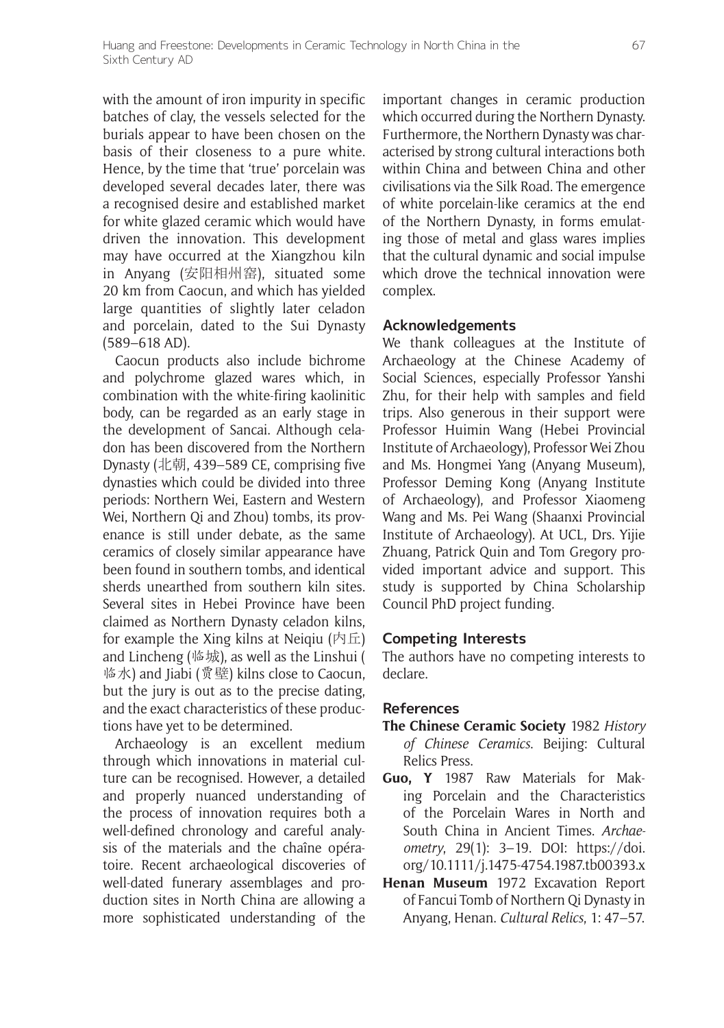with the amount of iron impurity in specific batches of clay, the vessels selected for the burials appear to have been chosen on the basis of their closeness to a pure white. Hence, by the time that 'true' porcelain was developed several decades later, there was a recognised desire and established market for white glazed ceramic which would have driven the innovation. This development may have occurred at the Xiangzhou kiln in Anyang (安阳相州窑), situated some 20 km from Caocun, and which has yielded large quantities of slightly later celadon and porcelain, dated to the Sui Dynasty (589–618 AD).

Caocun products also include bichrome and polychrome glazed wares which, in combination with the white-firing kaolinitic body, can be regarded as an early stage in the development of Sancai. Although celadon has been discovered from the Northern Dynasty (北朝, 439–589 CE, comprising five dynasties which could be divided into three periods: Northern Wei, Eastern and Western Wei, Northern Qi and Zhou) tombs, its provenance is still under debate, as the same ceramics of closely similar appearance have been found in southern tombs, and identical sherds unearthed from southern kiln sites. Several sites in Hebei Province have been claimed as Northern Dynasty celadon kilns, for example the Xing kilns at Neiqiu (内丘) and Lincheng (临城), as well as the Linshui (临水) and Jiabi (贾壁) kilns close to Caocun, but the jury is out as to the precise dating, and the exact characteristics of these productions have yet to be determined.

Archaeology is an excellent medium through which innovations in material culture can be recognised. However, a detailed and properly nuanced understanding of the process of innovation requires both a well-defined chronology and careful analysis of the materials and the chaîne opératoire. Recent archaeological discoveries of well-dated funerary assemblages and production sites in North China are allowing a more sophisticated understanding of the important changes in ceramic production which occurred during the Northern Dynasty. Furthermore, the Northern Dynasty was characterised by strong cultural interactions both within China and between China and other civilisations via the Silk Road. The emergence of white porcelain-like ceramics at the end of the Northern Dynasty, in forms emulating those of metal and glass wares implies that the cultural dynamic and social impulse which drove the technical innovation were complex.

## Acknowledgements

We thank colleagues at the Institute of Archaeology at the Chinese Academy of Social Sciences, especially Professor Yanshi Zhu, for their help with samples and field trips. Also generous in their support were Professor Huimin Wang (Hebei Provincial Institute of Archaeology), Professor Wei Zhou and Ms. Hongmei Yang (Anyang Museum), Professor Deming Kong (Anyang Institute of Archaeology), and Professor Xiaomeng Wang and Ms. Pei Wang (Shaanxi Provincial Institute of Archaeology). At UCL, Drs. Yijie Zhuang, Patrick Quin and Tom Gregory provided important advice and support. This study is supported by China Scholarship Council PhD project funding.

## Competing Interests

The authors have no competing interests to declare.

## References

**The Chinese Ceramic Society** 1982 *History of Chinese Ceramics*. Beijing: Cultural Relics Press.

**Guo, Y** 1987 Raw Materials for Making Porcelain and the Characteristics of the Porcelain Wares in North and South China in Ancient Times. *Archaeometry*, 29(1): 3–19. DOI: https://doi.org/10.1111/j.1475-4754.1987.tb00393.x

**Henan Museum** 1972 Excavation Report of Fancui Tomb of Northern Qi Dynasty in Anyang, Henan. *Cultural Relics*, 1: 47–57.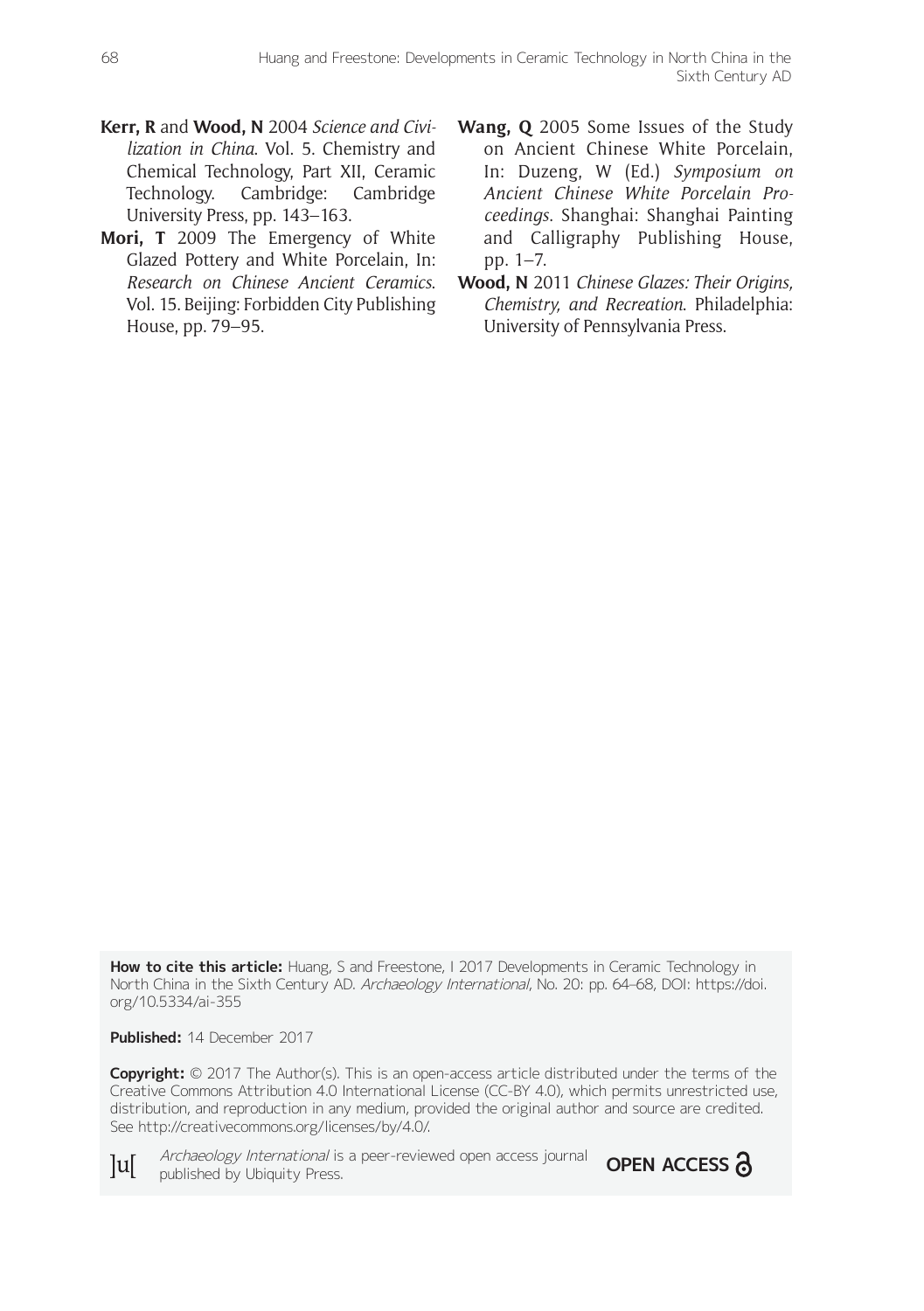**Kerr, R** and **Wood, N** 2004 *Science and Civilization in China*. Vol. 5. Chemistry and Chemical Technology, Part XII, Ceramic Technology. Cambridge: Cambridge University Press, pp. 143–163.

**Mori, T** 2009 The Emergency of White Glazed Pottery and White Porcelain, In: *Research on Chinese Ancient Ceramics*. Vol. 15. Beijing: Forbidden City Publishing House, pp. 79–95.

**Wang, Q** 2005 Some Issues of the Study on Ancient Chinese White Porcelain, In: Duzeng, W (Ed.) *Symposium on Ancient Chinese White Porcelain Proceedings*. Shanghai: Shanghai Painting and Calligraphy Publishing House, pp. 1–7.

**Wood, N** 2011 *Chinese Glazes: Their Origins, Chemistry, and Recreation*. Philadelphia: University of Pennsylvania Press.

**How to cite this article:** Huang, S and Freestone, I 2017 Developments in Ceramic Technology in North China in the Sixth Century AD. *Archaeology International*, No. 20: pp. 64–68, DOI: https://doi.org/10.5334/ai-355

**Published:** 14 December 2017

**Copyright:** © 2017 The Author(s). This is an open-access article distributed under the terms of the Creative Commons Attribution 4.0 International License (CC-BY 4.0), which permits unrestricted use, distribution, and reproduction in any medium, provided the original author and source are credited. See http://creativecommons.org/licenses/by/4.0/.

*Archaeology International* is a peer-reviewed open access journal published by Ubiquity Press. **OPEN ACCESS**